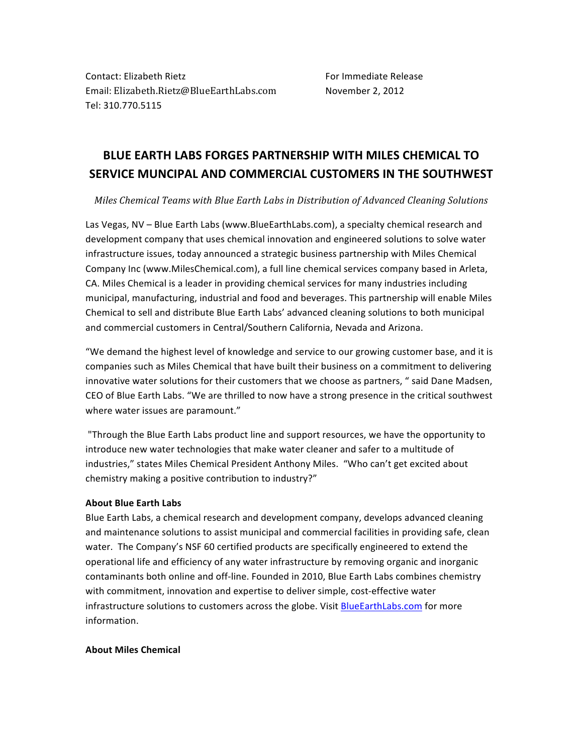Contact: Elizabeth Rietz
Email: Elizabeth.Rietz@BlueEarthLabs.com
Tel: 310.770.5115

For Immediate Release
November 2, 2012

# BLUE EARTH LABS FORGES PARTNERSHIP WITH MILES CHEMICAL TO SERVICE MUNCIPAL AND COMMERCIAL CUSTOMERS IN THE SOUTHWEST

*Miles Chemical Teams with Blue Earth Labs in Distribution of Advanced Cleaning Solutions*

Las Vegas, NV – Blue Earth Labs (www.BlueEarthLabs.com), a specialty chemical research and development company that uses chemical innovation and engineered solutions to solve water infrastructure issues, today announced a strategic business partnership with Miles Chemical Company Inc (www.MilesChemical.com), a full line chemical services company based in Arleta, CA. Miles Chemical is a leader in providing chemical services for many industries including municipal, manufacturing, industrial and food and beverages. This partnership will enable Miles Chemical to sell and distribute Blue Earth Labs' advanced cleaning solutions to both municipal and commercial customers in Central/Southern California, Nevada and Arizona.

"We demand the highest level of knowledge and service to our growing customer base, and it is companies such as Miles Chemical that have built their business on a commitment to delivering innovative water solutions for their customers that we choose as partners, " said Dane Madsen, CEO of Blue Earth Labs. "We are thrilled to now have a strong presence in the critical southwest where water issues are paramount."

"Through the Blue Earth Labs product line and support resources, we have the opportunity to introduce new water technologies that make water cleaner and safer to a multitude of industries," states Miles Chemical President Anthony Miles. "Who can't get excited about chemistry making a positive contribution to industry?"

**About Blue Earth Labs**

Blue Earth Labs, a chemical research and development company, develops advanced cleaning and maintenance solutions to assist municipal and commercial facilities in providing safe, clean water. The Company's NSF 60 certified products are specifically engineered to extend the operational life and efficiency of any water infrastructure by removing organic and inorganic contaminants both online and off-line. Founded in 2010, Blue Earth Labs combines chemistry with commitment, innovation and expertise to deliver simple, cost-effective water infrastructure solutions to customers across the globe. Visit BlueEarthLabs.com for more information.

**About Miles Chemical**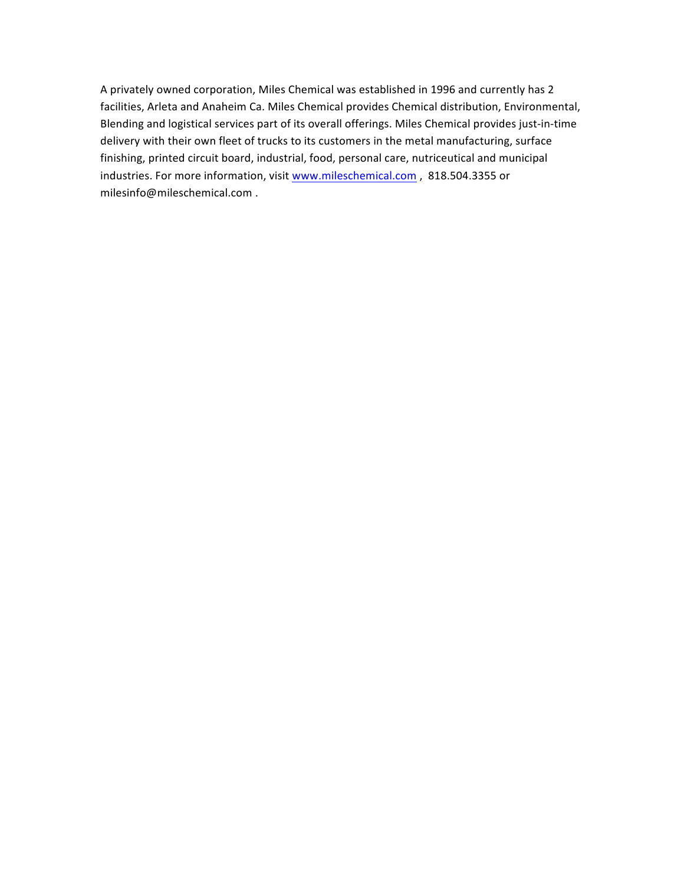A privately owned corporation, Miles Chemical was established in 1996 and currently has 2 facilities, Arleta and Anaheim Ca. Miles Chemical provides Chemical distribution, Environmental, Blending and logistical services part of its overall offerings. Miles Chemical provides just-in-time delivery with their own fleet of trucks to its customers in the metal manufacturing, surface finishing, printed circuit board, industrial, food, personal care, nutriceutical and municipal industries. For more information, visit [www.mileschemical.com](http://www.mileschemical.com) , 818.504.3355 or milesinfo@mileschemical.com .